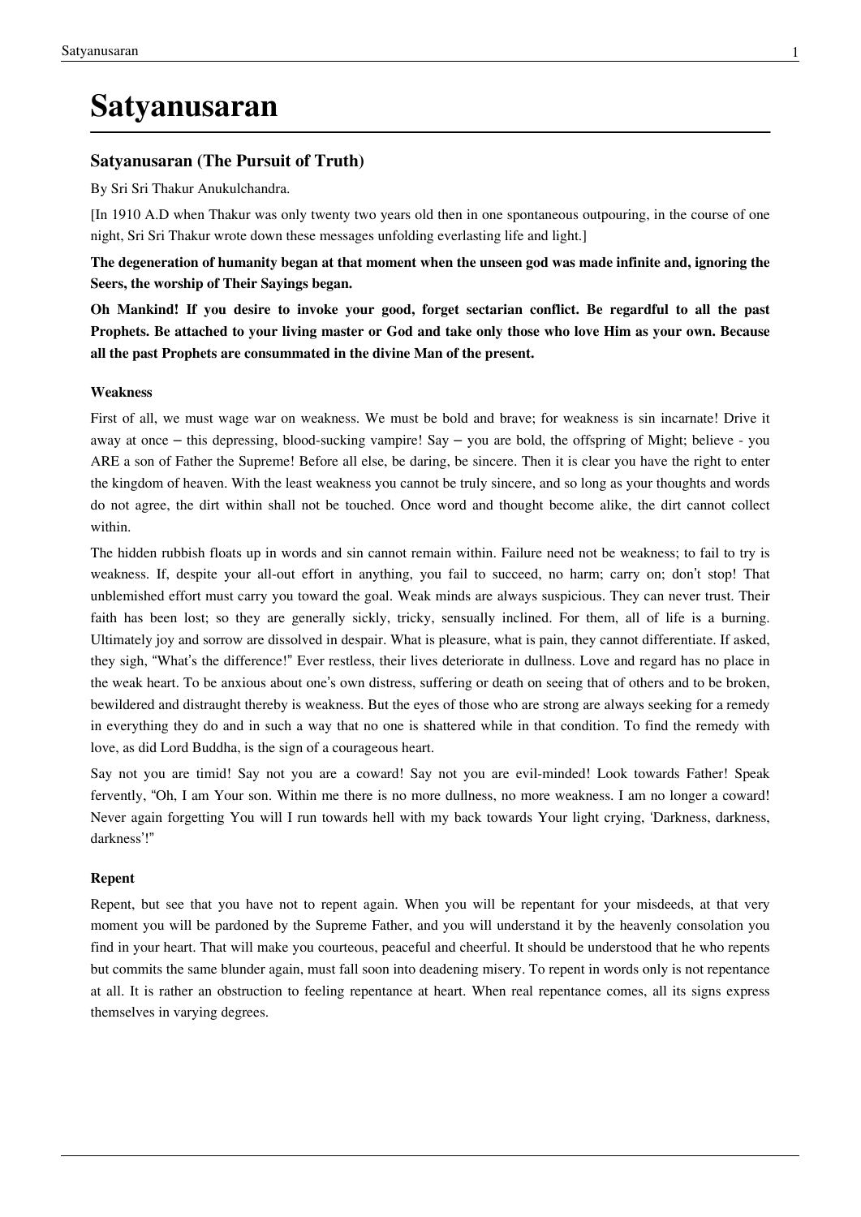# Satyanusaran

## Satyanusaran (The Pursuit of Truth)

By Sri Sri Thakur Anukulchandra.

[In 1910 A.D when Thakur was only twenty two years old then in one spontaneous outpouring, in the course of one night, Sri Sri Thakur wrote down these messages unfolding everlasting life and light.]

**The degeneration of humanity began at that moment when the unseen god was made infinite and, ignoring the Seers, the worship of Their Sayings began.**

**Oh Mankind! If you desire to invoke your good, forget sectarian conflict. Be regardful to all the past Prophets. Be attached to your living master or God and take only those who love Him as your own. Because all the past Prophets are consummated in the divine Man of the present.**

#### Weakness

First of all, we must wage war on weakness. We must be bold and brave; for weakness is sin incarnate! Drive it away at once – this depressing, blood-sucking vampire! Say – you are bold, the offspring of Might; believe - you ARE a son of Father the Supreme! Before all else, be daring, be sincere. Then it is clear you have the right to enter the kingdom of heaven. With the least weakness you cannot be truly sincere, and so long as your thoughts and words do not agree, the dirt within shall not be touched. Once word and thought become alike, the dirt cannot collect within.

The hidden rubbish floats up in words and sin cannot remain within. Failure need not be weakness; to fail to try is weakness. If, despite your all-out effort in anything, you fail to succeed, no harm; carry on; don't stop! That unblemished effort must carry you toward the goal. Weak minds are always suspicious. They can never trust. Their faith has been lost; so they are generally sickly, tricky, sensually inclined. For them, all of life is a burning. Ultimately joy and sorrow are dissolved in despair. What is pleasure, what is pain, they cannot differentiate. If asked, they sigh, "What's the difference!" Ever restless, their lives deteriorate in dullness. Love and regard has no place in the weak heart. To be anxious about one's own distress, suffering or death on seeing that of others and to be broken, bewildered and distraught thereby is weakness. But the eyes of those who are strong are always seeking for a remedy in everything they do and in such a way that no one is shattered while in that condition. To find the remedy with love, as did Lord Buddha, is the sign of a courageous heart.

Say not you are timid! Say not you are a coward! Say not you are evil-minded! Look towards Father! Speak fervently, "Oh, I am Your son. Within me there is no more dullness, no more weakness. I am no longer a coward! Never again forgetting You will I run towards hell with my back towards Your light crying, 'Darkness, darkness, darkness'!"

#### Repent

Repent, but see that you have not to repent again. When you will be repentant for your misdeeds, at that very moment you will be pardoned by the Supreme Father, and you will understand it by the heavenly consolation you find in your heart. That will make you courteous, peaceful and cheerful. It should be understood that he who repents but commits the same blunder again, must fall soon into deadening misery. To repent in words only is not repentance at all. It is rather an obstruction to feeling repentance at heart. When real repentance comes, all its signs express themselves in varying degrees.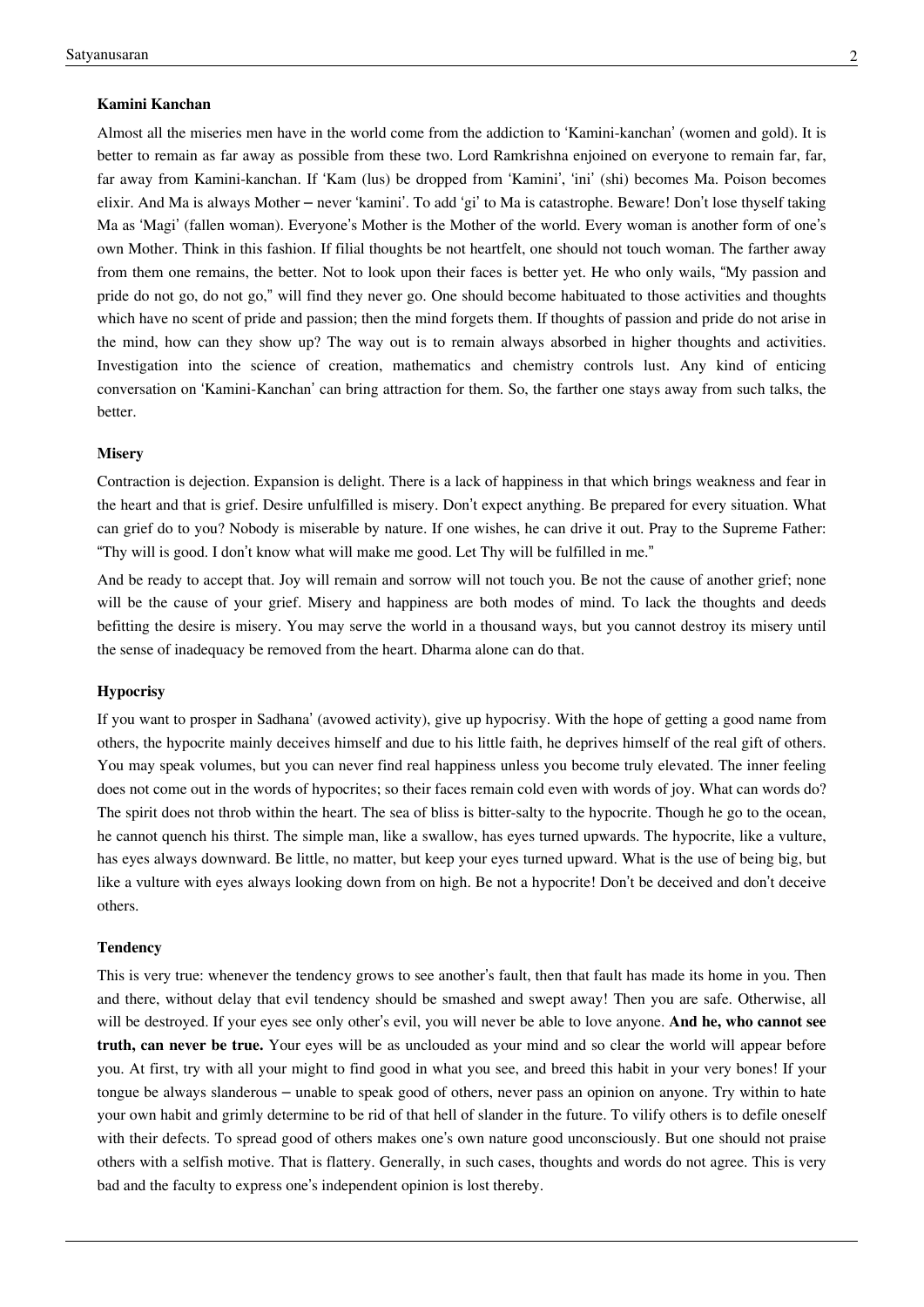### Kamini Kanchan

Almost all the miseries men have in the world come from the addiction to 'Kamini-kanchan' (women and gold). It is better to remain as far away as possible from these two. Lord Ramkrishna enjoined on everyone to remain far, far, far away from Kamini-kanchan. If 'Kam (lus) be dropped from 'Kamini', 'ini' (shi) becomes Ma. Poison becomes elixir. And Ma is always Mother – never 'kamini'. To add 'gi' to Ma is catastrophe. Beware! Don't lose thyself taking Ma as 'Magi' (fallen woman). Everyone's Mother is the Mother of the world. Every woman is another form of one's own Mother. Think in this fashion. If filial thoughts be not heartfelt, one should not touch woman. The farther away from them one remains, the better. Not to look upon their faces is better yet. He who only wails, "My passion and pride do not go, do not go," will find they never go. One should become habituated to those activities and thoughts which have no scent of pride and passion; then the mind forgets them. If thoughts of passion and pride do not arise in the mind, how can they show up? The way out is to remain always absorbed in higher thoughts and activities. Investigation into the science of creation, mathematics and chemistry controls lust. Any kind of enticing conversation on 'Kamini-Kanchan' can bring attraction for them. So, the farther one stays away from such talks, the better.

### Misery

Contraction is dejection. Expansion is delight. There is a lack of happiness in that which brings weakness and fear in the heart and that is grief. Desire unfulfilled is misery. Don't expect anything. Be prepared for every situation. What can grief do to you? Nobody is miserable by nature. If one wishes, he can drive it out. Pray to the Supreme Father: "Thy will is good. I don't know what will make me good. Let Thy will be fulfilled in me."

And be ready to accept that. Joy will remain and sorrow will not touch you. Be not the cause of another grief; none will be the cause of your grief. Misery and happiness are both modes of mind. To lack the thoughts and deeds befitting the desire is misery. You may serve the world in a thousand ways, but you cannot destroy its misery until the sense of inadequacy be removed from the heart. Dharma alone can do that.

### Hypocrisy

If you want to prosper in Sadhana' (avowed activity), give up hypocrisy. With the hope of getting a good name from others, the hypocrite mainly deceives himself and due to his little faith, he deprives himself of the real gift of others. You may speak volumes, but you can never find real happiness unless you become truly elevated. The inner feeling does not come out in the words of hypocrites; so their faces remain cold even with words of joy. What can words do? The spirit does not throb within the heart. The sea of bliss is bitter-salty to the hypocrite. Though he go to the ocean, he cannot quench his thirst. The simple man, like a swallow, has eyes turned upwards. The hypocrite, like a vulture, has eyes always downward. Be little, no matter, but keep your eyes turned upward. What is the use of being big, but like a vulture with eyes always looking down from on high. Be not a hypocrite! Don't be deceived and don't deceive others.

### Tendency

This is very true: whenever the tendency grows to see another's fault, then that fault has made its home in you. Then and there, without delay that evil tendency should be smashed and swept away! Then you are safe. Otherwise, all will be destroyed. If your eyes see only other's evil, you will never be able to love anyone. **And he, who cannot see truth, can never be true.** Your eyes will be as unclouded as your mind and so clear the world will appear before you. At first, try with all your might to find good in what you see, and breed this habit in your very bones! If your tongue be always slanderous – unable to speak good of others, never pass an opinion on anyone. Try within to hate your own habit and grimly determine to be rid of that hell of slander in the future. To vilify others is to defile oneself with their defects. To spread good of others makes one's own nature good unconsciously. But one should not praise others with a selfish motive. That is flattery. Generally, in such cases, thoughts and words do not agree. This is very bad and the faculty to express one's independent opinion is lost thereby.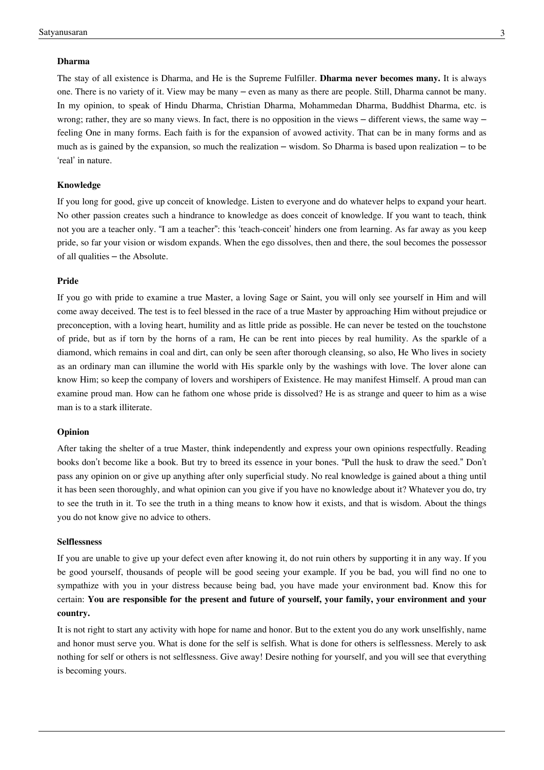### Dharma

The stay of all existence is Dharma, and He is the Supreme Fulfiller. **Dharma never becomes many.** It is always one. There is no variety of it. View may be many – even as many as there are people. Still, Dharma cannot be many. In my opinion, to speak of Hindu Dharma, Christian Dharma, Mohammedan Dharma, Buddhist Dharma, etc. is wrong; rather, they are so many views. In fact, there is no opposition in the views – different views, the same way – feeling One in many forms. Each faith is for the expansion of avowed activity. That can be in many forms and as much as is gained by the expansion, so much the realization – wisdom. So Dharma is based upon realization – to be 'real' in nature.

### Knowledge

If you long for good, give up conceit of knowledge. Listen to everyone and do whatever helps to expand your heart. No other passion creates such a hindrance to knowledge as does conceit of knowledge. If you want to teach, think not you are a teacher only. "I am a teacher": this 'teach-conceit' hinders one from learning. As far away as you keep pride, so far your vision or wisdom expands. When the ego dissolves, then and there, the soul becomes the possessor of all qualities – the Absolute.

### Pride

If you go with pride to examine a true Master, a loving Sage or Saint, you will only see yourself in Him and will come away deceived. The test is to feel blessed in the race of a true Master by approaching Him without prejudice or preconception, with a loving heart, humility and as little pride as possible. He can never be tested on the touchstone of pride, but as if torn by the horns of a ram, He can be rent into pieces by real humility. As the sparkle of a diamond, which remains in coal and dirt, can only be seen after thorough cleansing, so also, He Who lives in society as an ordinary man can illumine the world with His sparkle only by the washings with love. The lover alone can know Him; so keep the company of lovers and worshipers of Existence. He may manifest Himself. A proud man can examine proud man. How can he fathom one whose pride is dissolved? He is as strange and queer to him as a wise man is to a stark illiterate.

### Opinion

After taking the shelter of a true Master, think independently and express your own opinions respectfully. Reading books don't become like a book. But try to breed its essence in your bones. "Pull the husk to draw the seed." Don't pass any opinion on or give up anything after only superficial study. No real knowledge is gained about a thing until it has been seen thoroughly, and what opinion can you give if you have no knowledge about it? Whatever you do, try to see the truth in it. To see the truth in a thing means to know how it exists, and that is wisdom. About the things you do not know give no advice to others.

### Selflessness

If you are unable to give up your defect even after knowing it, do not ruin others by supporting it in any way. If you be good yourself, thousands of people will be good seeing your example. If you be bad, you will find no one to sympathize with you in your distress because being bad, you have made your environment bad. Know this for certain: **You are responsible for the present and future of yourself, your family, your environment and your country.**

It is not right to start any activity with hope for name and honor. But to the extent you do any work unselfishly, name and honor must serve you. What is done for the self is selfish. What is done for others is selflessness. Merely to ask nothing for self or others is not selflessness. Give away! Desire nothing for yourself, and you will see that everything is becoming yours.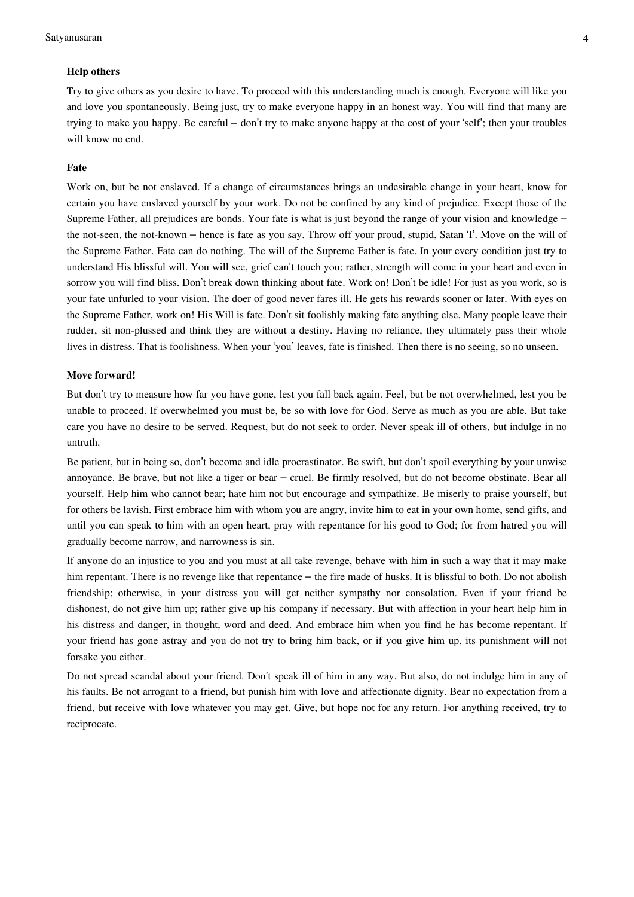**Help others**

Try to give others as you desire to have. To proceed with this understanding much is enough. Everyone will like you and love you spontaneously. Being just, try to make everyone happy in an honest way. You will find that many are trying to make you happy. Be careful – don't try to make anyone happy at the cost of your 'self'; then your troubles will know no end.

**Fate**

Work on, but be not enslaved. If a change of circumstances brings an undesirable change in your heart, know for certain you have enslaved yourself by your work. Do not be confined by any kind of prejudice. Except those of the Supreme Father, all prejudices are bonds. Your fate is what is just beyond the range of your vision and knowledge – the not-seen, the not-known – hence is fate as you say. Throw off your proud, stupid, Satan 'I'. Move on the will of the Supreme Father. Fate can do nothing. The will of the Supreme Father is fate. In your every condition just try to understand His blissful will. You will see, grief can't touch you; rather, strength will come in your heart and even in sorrow you will find bliss. Don't break down thinking about fate. Work on! Don't be idle! For just as you work, so is your fate unfurled to your vision. The doer of good never fares ill. He gets his rewards sooner or later. With eyes on the Supreme Father, work on! His Will is fate. Don't sit foolishly making fate anything else. Many people leave their rudder, sit non-plussed and think they are without a destiny. Having no reliance, they ultimately pass their whole lives in distress. That is foolishness. When your 'you' leaves, fate is finished. Then there is no seeing, so no unseen.

**Move forward!**

But don't try to measure how far you have gone, lest you fall back again. Feel, but be not overwhelmed, lest you be unable to proceed. If overwhelmed you must be, be so with love for God. Serve as much as you are able. But take care you have no desire to be served. Request, but do not seek to order. Never speak ill of others, but indulge in no untruth.

Be patient, but in being so, don't become and idle procrastinator. Be swift, but don't spoil everything by your unwise annoyance. Be brave, but not like a tiger or bear – cruel. Be firmly resolved, but do not become obstinate. Bear all yourself. Help him who cannot bear; hate him not but encourage and sympathize. Be miserly to praise yourself, but for others be lavish. First embrace him with whom you are angry, invite him to eat in your own home, send gifts, and until you can speak to him with an open heart, pray with repentance for his good to God; for from hatred you will gradually become narrow, and narrowness is sin.

If anyone do an injustice to you and you must at all take revenge, behave with him in such a way that it may make him repentant. There is no revenge like that repentance – the fire made of husks. It is blissful to both. Do not abolish friendship; otherwise, in your distress you will get neither sympathy nor consolation. Even if your friend be dishonest, do not give him up; rather give up his company if necessary. But with affection in your heart help him in his distress and danger, in thought, word and deed. And embrace him when you find he has become repentant. If your friend has gone astray and you do not try to bring him back, or if you give him up, its punishment will not forsake you either.

Do not spread scandal about your friend. Don't speak ill of him in any way. But also, do not indulge him in any of his faults. Be not arrogant to a friend, but punish him with love and affectionate dignity. Bear no expectation from a friend, but receive with love whatever you may get. Give, but hope not for any return. For anything received, try to reciprocate.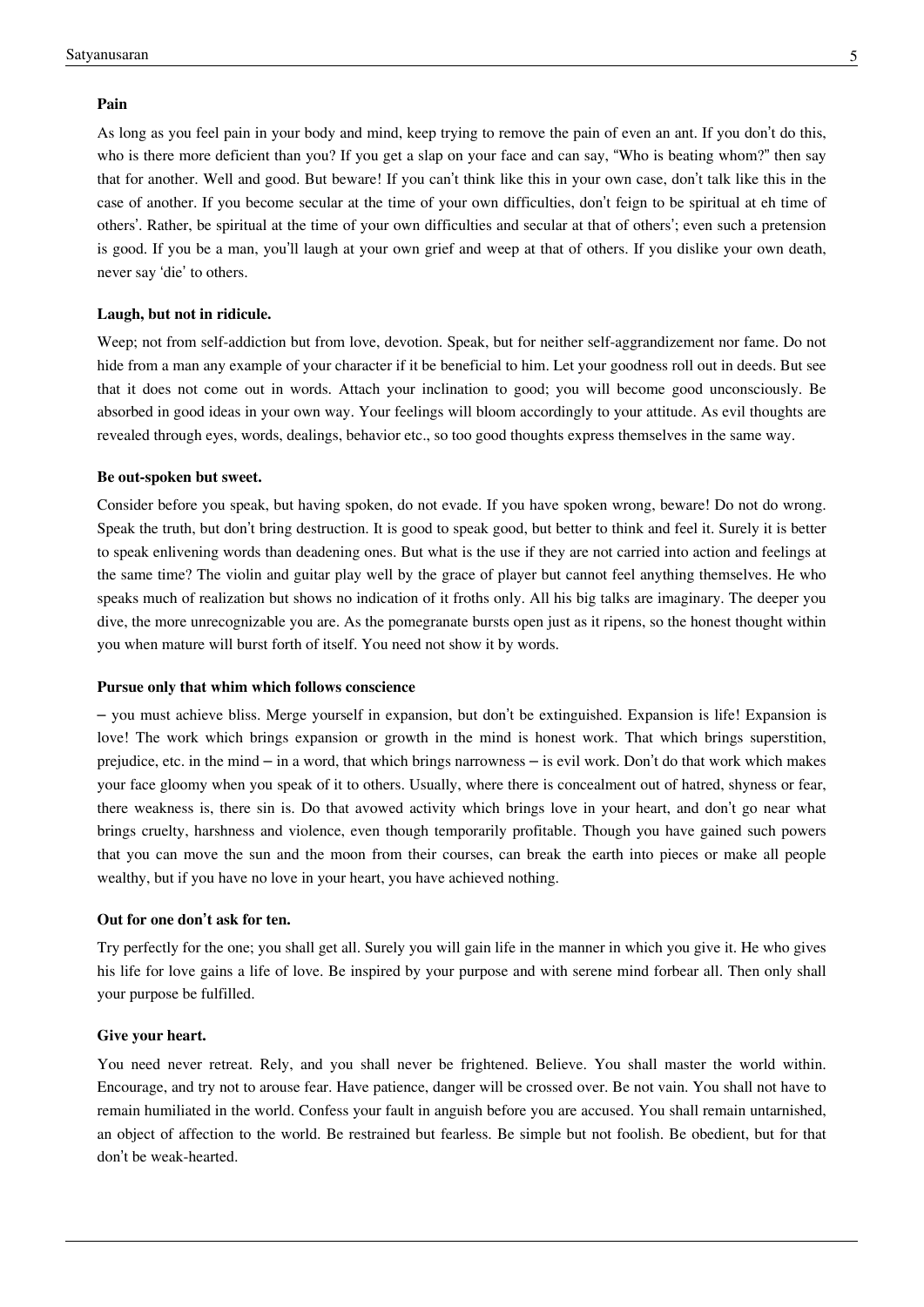**Pain**

As long as you feel pain in your body and mind, keep trying to remove the pain of even an ant. If you don't do this, who is there more deficient than you? If you get a slap on your face and can say, "Who is beating whom?" then say that for another. Well and good. But beware! If you can't think like this in your own case, don't talk like this in the case of another. If you become secular at the time of your own difficulties, don't feign to be spiritual at eh time of others'. Rather, be spiritual at the time of your own difficulties and secular at that of others'; even such a pretension is good. If you be a man, you'll laugh at your own grief and weep at that of others. If you dislike your own death, never say 'die' to others.

**Laugh, but not in ridicule.**

Weep; not from self-addiction but from love, devotion. Speak, but for neither self-aggrandizement nor fame. Do not hide from a man any example of your character if it be beneficial to him. Let your goodness roll out in deeds. But see that it does not come out in words. Attach your inclination to good; you will become good unconsciously. Be absorbed in good ideas in your own way. Your feelings will bloom accordingly to your attitude. As evil thoughts are revealed through eyes, words, dealings, behavior etc., so too good thoughts express themselves in the same way.

**Be out-spoken but sweet.**

Consider before you speak, but having spoken, do not evade. If you have spoken wrong, beware! Do not do wrong. Speak the truth, but don't bring destruction. It is good to speak good, but better to think and feel it. Surely it is better to speak enlivening words than deadening ones. But what is the use if they are not carried into action and feelings at the same time? The violin and guitar play well by the grace of player but cannot feel anything themselves. He who speaks much of realization but shows no indication of it froths only. All his big talks are imaginary. The deeper you dive, the more unrecognizable you are. As the pomegranate bursts open just as it ripens, so the honest thought within you when mature will burst forth of itself. You need not show it by words.

**Pursue only that whim which follows conscience**

– you must achieve bliss. Merge yourself in expansion, but don't be extinguished. Expansion is life! Expansion is love! The work which brings expansion or growth in the mind is honest work. That which brings superstition, prejudice, etc. in the mind – in a word, that which brings narrowness – is evil work. Don't do that work which makes your face gloomy when you speak of it to others. Usually, where there is concealment out of hatred, shyness or fear, there weakness is, there sin is. Do that avowed activity which brings love in your heart, and don't go near what brings cruelty, harshness and violence, even though temporarily profitable. Though you have gained such powers that you can move the sun and the moon from their courses, can break the earth into pieces or make all people wealthy, but if you have no love in your heart, you have achieved nothing.

**Out for one don't ask for ten.**

Try perfectly for the one; you shall get all. Surely you will gain life in the manner in which you give it. He who gives his life for love gains a life of love. Be inspired by your purpose and with serene mind forbear all. Then only shall your purpose be fulfilled.

**Give your heart.**

You need never retreat. Rely, and you shall never be frightened. Believe. You shall master the world within. Encourage, and try not to arouse fear. Have patience, danger will be crossed over. Be not vain. You shall not have to remain humiliated in the world. Confess your fault in anguish before you are accused. You shall remain untarnished, an object of affection to the world. Be restrained but fearless. Be simple but not foolish. Be obedient, but for that don't be weak-hearted.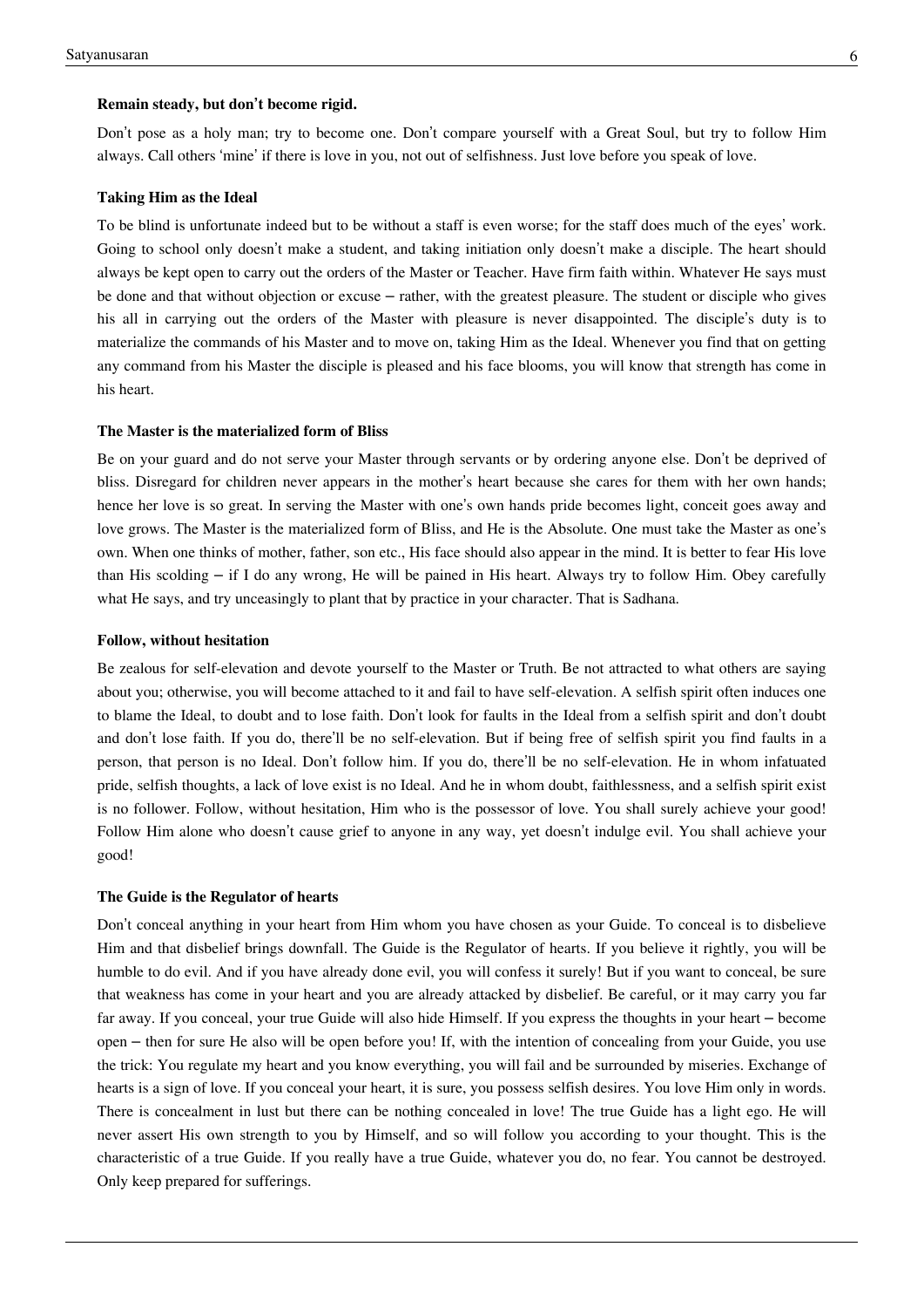**Remain steady, but don't become rigid.**

Don't pose as a holy man; try to become one. Don't compare yourself with a Great Soul, but try to follow Him always. Call others 'mine' if there is love in you, not out of selfishness. Just love before you speak of love.

**Taking Him as the Ideal**

To be blind is unfortunate indeed but to be without a staff is even worse; for the staff does much of the eyes' work. Going to school only doesn't make a student, and taking initiation only doesn't make a disciple. The heart should always be kept open to carry out the orders of the Master or Teacher. Have firm faith within. Whatever He says must be done and that without objection or excuse – rather, with the greatest pleasure. The student or disciple who gives his all in carrying out the orders of the Master with pleasure is never disappointed. The disciple's duty is to materialize the commands of his Master and to move on, taking Him as the Ideal. Whenever you find that on getting any command from his Master the disciple is pleased and his face blooms, you will know that strength has come in his heart.

**The Master is the materialized form of Bliss**

Be on your guard and do not serve your Master through servants or by ordering anyone else. Don't be deprived of bliss. Disregard for children never appears in the mother's heart because she cares for them with her own hands; hence her love is so great. In serving the Master with one's own hands pride becomes light, conceit goes away and love grows. The Master is the materialized form of Bliss, and He is the Absolute. One must take the Master as one's own. When one thinks of mother, father, son etc., His face should also appear in the mind. It is better to fear His love than His scolding – if I do any wrong, He will be pained in His heart. Always try to follow Him. Obey carefully what He says, and try unceasingly to plant that by practice in your character. That is Sadhana.

**Follow, without hesitation**

Be zealous for self-elevation and devote yourself to the Master or Truth. Be not attracted to what others are saying about you; otherwise, you will become attached to it and fail to have self-elevation. A selfish spirit often induces one to blame the Ideal, to doubt and to lose faith. Don't look for faults in the Ideal from a selfish spirit and don't doubt and don't lose faith. If you do, there'll be no self-elevation. But if being free of selfish spirit you find faults in a person, that person is no Ideal. Don't follow him. If you do, there'll be no self-elevation. He in whom infatuated pride, selfish thoughts, a lack of love exist is no Ideal. And he in whom doubt, faithlessness, and a selfish spirit exist is no follower. Follow, without hesitation, Him who is the possessor of love. You shall surely achieve your good! Follow Him alone who doesn't cause grief to anyone in any way, yet doesn't indulge evil. You shall achieve your good!

**The Guide is the Regulator of hearts**

Don't conceal anything in your heart from Him whom you have chosen as your Guide. To conceal is to disbelieve Him and that disbelief brings downfall. The Guide is the Regulator of hearts. If you believe it rightly, you will be humble to do evil. And if you have already done evil, you will confess it surely! But if you want to conceal, be sure that weakness has come in your heart and you are already attacked by disbelief. Be careful, or it may carry you far far away. If you conceal, your true Guide will also hide Himself. If you express the thoughts in your heart – become open – then for sure He also will be open before you! If, with the intention of concealing from your Guide, you use the trick: You regulate my heart and you know everything, you will fail and be surrounded by miseries. Exchange of hearts is a sign of love. If you conceal your heart, it is sure, you possess selfish desires. You love Him only in words. There is concealment in lust but there can be nothing concealed in love! The true Guide has a light ego. He will never assert His own strength to you by Himself, and so will follow you according to your thought. This is the characteristic of a true Guide. If you really have a true Guide, whatever you do, no fear. You cannot be destroyed. Only keep prepared for sufferings.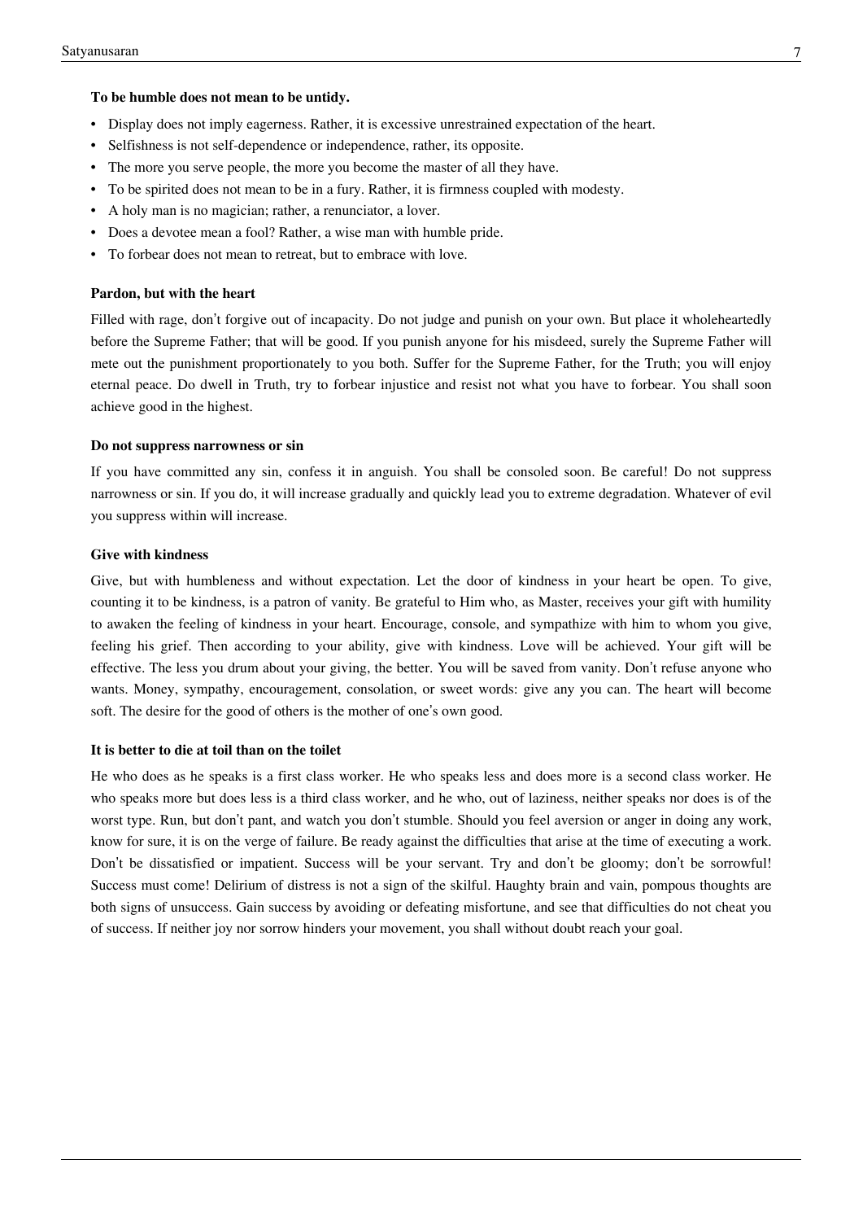**To be humble does not mean to be untidy.**

- Display does not imply eagerness. Rather, it is excessive unrestrained expectation of the heart.
- Selfishness is not self-dependence or independence, rather, its opposite.
- The more you serve people, the more you become the master of all they have.
- To be spirited does not mean to be in a fury. Rather, it is firmness coupled with modesty.
- A holy man is no magician; rather, a renunciator, a lover.
- Does a devotee mean a fool? Rather, a wise man with humble pride.
- To forbear does not mean to retreat, but to embrace with love.

**Pardon, but with the heart**

Filled with rage, don't forgive out of incapacity. Do not judge and punish on your own. But place it wholeheartedly before the Supreme Father; that will be good. If you punish anyone for his misdeed, surely the Supreme Father will mete out the punishment proportionately to you both. Suffer for the Supreme Father, for the Truth; you will enjoy eternal peace. Do dwell in Truth, try to forbear injustice and resist not what you have to forbear. You shall soon achieve good in the highest.

**Do not suppress narrowness or sin**

If you have committed any sin, confess it in anguish. You shall be consoled soon. Be careful! Do not suppress narrowness or sin. If you do, it will increase gradually and quickly lead you to extreme degradation. Whatever of evil you suppress within will increase.

**Give with kindness**

Give, but with humbleness and without expectation. Let the door of kindness in your heart be open. To give, counting it to be kindness, is a patron of vanity. Be grateful to Him who, as Master, receives your gift with humility to awaken the feeling of kindness in your heart. Encourage, console, and sympathize with him to whom you give, feeling his grief. Then according to your ability, give with kindness. Love will be achieved. Your gift will be effective. The less you drum about your giving, the better. You will be saved from vanity. Don't refuse anyone who wants. Money, sympathy, encouragement, consolation, or sweet words: give any you can. The heart will become soft. The desire for the good of others is the mother of one's own good.

**It is better to die at toil than on the toilet**

He who does as he speaks is a first class worker. He who speaks less and does more is a second class worker. He who speaks more but does less is a third class worker, and he who, out of laziness, neither speaks nor does is of the worst type. Run, but don't pant, and watch you don't stumble. Should you feel aversion or anger in doing any work, know for sure, it is on the verge of failure. Be ready against the difficulties that arise at the time of executing a work. Don't be dissatisfied or impatient. Success will be your servant. Try and don't be gloomy; don't be sorrowful! Success must come! Delirium of distress is not a sign of the skilful. Haughty brain and vain, pompous thoughts are both signs of unsuccess. Gain success by avoiding or defeating misfortune, and see that difficulties do not cheat you of success. If neither joy nor sorrow hinders your movement, you shall without doubt reach your goal.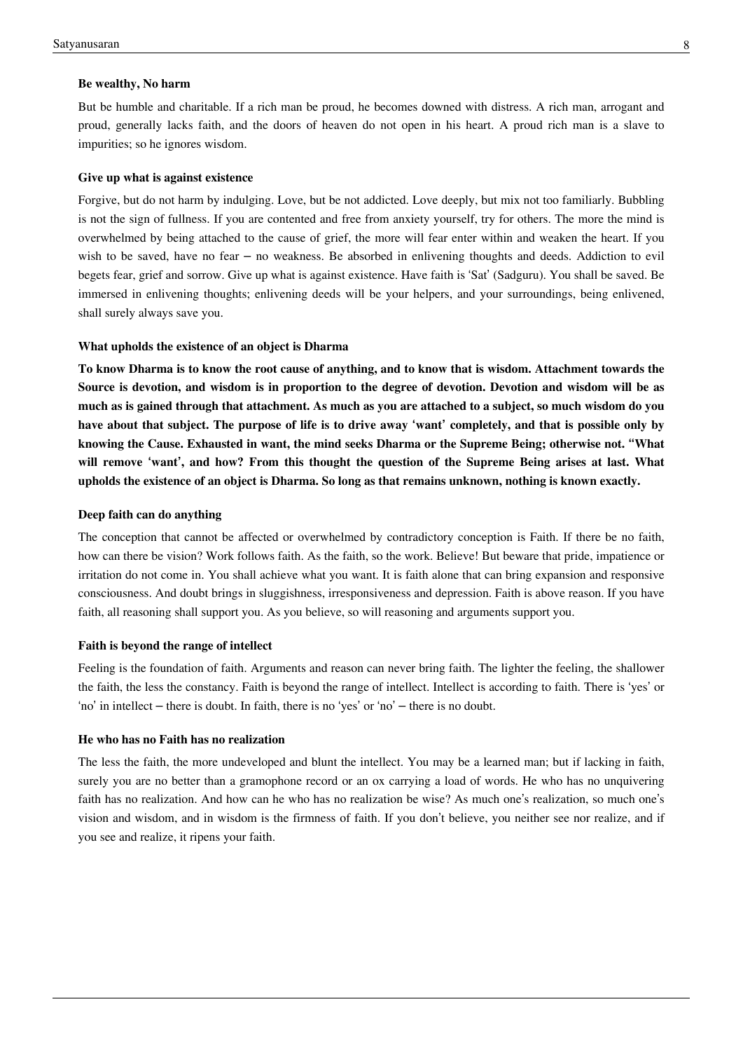#### Be wealthy, No harm

But be humble and charitable. If a rich man be proud, he becomes downed with distress. A rich man, arrogant and proud, generally lacks faith, and the doors of heaven do not open in his heart. A proud rich man is a slave to impurities; so he ignores wisdom.

#### Give up what is against existence

Forgive, but do not harm by indulging. Love, but be not addicted. Love deeply, but mix not too familiarly. Bubbling is not the sign of fullness. If you are contented and free from anxiety yourself, try for others. The more the mind is overwhelmed by being attached to the cause of grief, the more will fear enter within and weaken the heart. If you wish to be saved, have no fear – no weakness. Be absorbed in enlivening thoughts and deeds. Addiction to evil begets fear, grief and sorrow. Give up what is against existence. Have faith is 'Sat' (Sadguru). You shall be saved. Be immersed in enlivening thoughts; enlivening deeds will be your helpers, and your surroundings, being enlivened, shall surely always save you.

#### What upholds the existence of an object is Dharma

**To know Dharma is to know the root cause of anything, and to know that is wisdom. Attachment towards the Source is devotion, and wisdom is in proportion to the degree of devotion. Devotion and wisdom will be as much as is gained through that attachment. As much as you are attached to a subject, so much wisdom do you have about that subject. The purpose of life is to drive away 'want' completely, and that is possible only by knowing the Cause. Exhausted in want, the mind seeks Dharma or the Supreme Being; otherwise not. "What will remove 'want', and how? From this thought the question of the Supreme Being arises at last. What upholds the existence of an object is Dharma. So long as that remains unknown, nothing is known exactly.**

#### Deep faith can do anything

The conception that cannot be affected or overwhelmed by contradictory conception is Faith. If there be no faith, how can there be vision? Work follows faith. As the faith, so the work. Believe! But beware that pride, impatience or irritation do not come in. You shall achieve what you want. It is faith alone that can bring expansion and responsive consciousness. And doubt brings in sluggishness, irresponsiveness and depression. Faith is above reason. If you have faith, all reasoning shall support you. As you believe, so will reasoning and arguments support you.

#### Faith is beyond the range of intellect

Feeling is the foundation of faith. Arguments and reason can never bring faith. The lighter the feeling, the shallower the faith, the less the constancy. Faith is beyond the range of intellect. Intellect is according to faith. There is 'yes' or 'no' in intellect – there is doubt. In faith, there is no 'yes' or 'no' – there is no doubt.

#### He who has no Faith has no realization

The less the faith, the more undeveloped and blunt the intellect. You may be a learned man; but if lacking in faith, surely you are no better than a gramophone record or an ox carrying a load of words. He who has no unquivering faith has no realization. And how can he who has no realization be wise? As much one's realization, so much one's vision and wisdom, and in wisdom is the firmness of faith. If you don't believe, you neither see nor realize, and if you see and realize, it ripens your faith.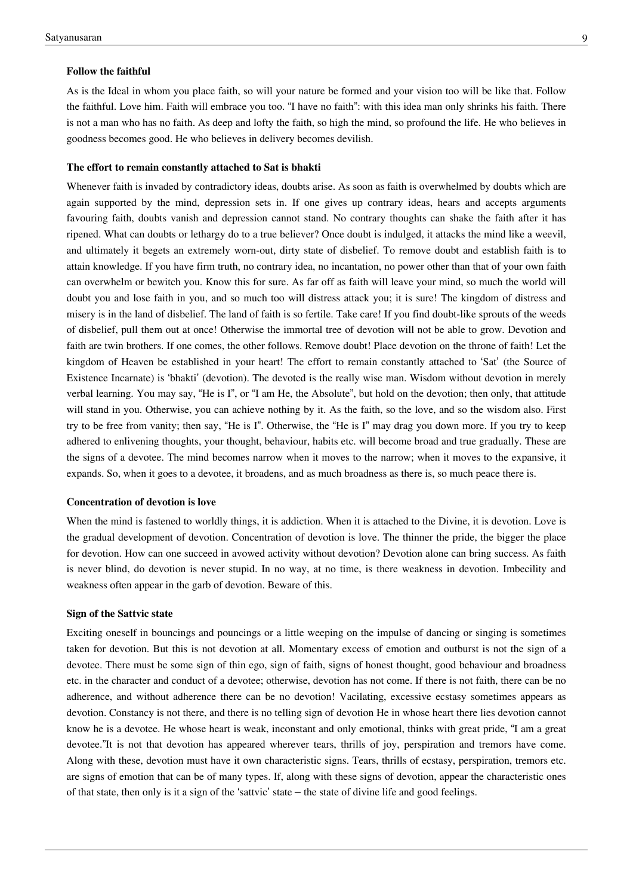**Follow the faithful**

As is the Ideal in whom you place faith, so will your nature be formed and your vision too will be like that. Follow the faithful. Love him. Faith will embrace you too. "I have no faith": with this idea man only shrinks his faith. There is not a man who has no faith. As deep and lofty the faith, so high the mind, so profound the life. He who believes in goodness becomes good. He who believes in delivery becomes devilish.

**The effort to remain constantly attached to Sat is bhakti**

Whenever faith is invaded by contradictory ideas, doubts arise. As soon as faith is overwhelmed by doubts which are again supported by the mind, depression sets in. If one gives up contrary ideas, hears and accepts arguments favouring faith, doubts vanish and depression cannot stand. No contrary thoughts can shake the faith after it has ripened. What can doubts or lethargy do to a true believer? Once doubt is indulged, it attacks the mind like a weevil, and ultimately it begets an extremely worn-out, dirty state of disbelief. To remove doubt and establish faith is to attain knowledge. If you have firm truth, no contrary idea, no incantation, no power other than that of your own faith can overwhelm or bewitch you. Know this for sure. As far off as faith will leave your mind, so much the world will doubt you and lose faith in you, and so much too will distress attack you; it is sure! The kingdom of distress and misery is in the land of disbelief. The land of faith is so fertile. Take care! If you find doubt-like sprouts of the weeds of disbelief, pull them out at once! Otherwise the immortal tree of devotion will not be able to grow. Devotion and faith are twin brothers. If one comes, the other follows. Remove doubt! Place devotion on the throne of faith! Let the kingdom of Heaven be established in your heart! The effort to remain constantly attached to 'Sat' (the Source of Existence Incarnate) is 'bhakti' (devotion). The devoted is the really wise man. Wisdom without devotion in merely verbal learning. You may say, "He is I", or "I am He, the Absolute", but hold on the devotion; then only, that attitude will stand in you. Otherwise, you can achieve nothing by it. As the faith, so the love, and so the wisdom also. First try to be free from vanity; then say, "He is I". Otherwise, the "He is I" may drag you down more. If you try to keep adhered to enlivening thoughts, your thought, behaviour, habits etc. will become broad and true gradually. These are the signs of a devotee. The mind becomes narrow when it moves to the narrow; when it moves to the expansive, it expands. So, when it goes to a devotee, it broadens, and as much broadness as there is, so much peace there is.

**Concentration of devotion is love**

When the mind is fastened to worldly things, it is addiction. When it is attached to the Divine, it is devotion. Love is the gradual development of devotion. Concentration of devotion is love. The thinner the pride, the bigger the place for devotion. How can one succeed in avowed activity without devotion? Devotion alone can bring success. As faith is never blind, do devotion is never stupid. In no way, at no time, is there weakness in devotion. Imbecility and weakness often appear in the garb of devotion. Beware of this.

**Sign of the Sattvic state**

Exciting oneself in bouncings and pouncings or a little weeping on the impulse of dancing or singing is sometimes taken for devotion. But this is not devotion at all. Momentary excess of emotion and outburst is not the sign of a devotee. There must be some sign of thin ego, sign of faith, signs of honest thought, good behaviour and broadness etc. in the character and conduct of a devotee; otherwise, devotion has not come. If there is not faith, there can be no adherence, and without adherence there can be no devotion! Vacilating, excessive ecstasy sometimes appears as devotion. Constancy is not there, and there is no telling sign of devotion He in whose heart there lies devotion cannot know he is a devotee. He whose heart is weak, inconstant and only emotional, thinks with great pride, "I am a great devotee."It is not that devotion has appeared wherever tears, thrills of joy, perspiration and tremors have come. Along with these, devotion must have it own characteristic signs. Tears, thrills of ecstasy, perspiration, tremors etc. are signs of emotion that can be of many types. If, along with these signs of devotion, appear the characteristic ones of that state, then only is it a sign of the 'sattvic' state – the state of divine life and good feelings.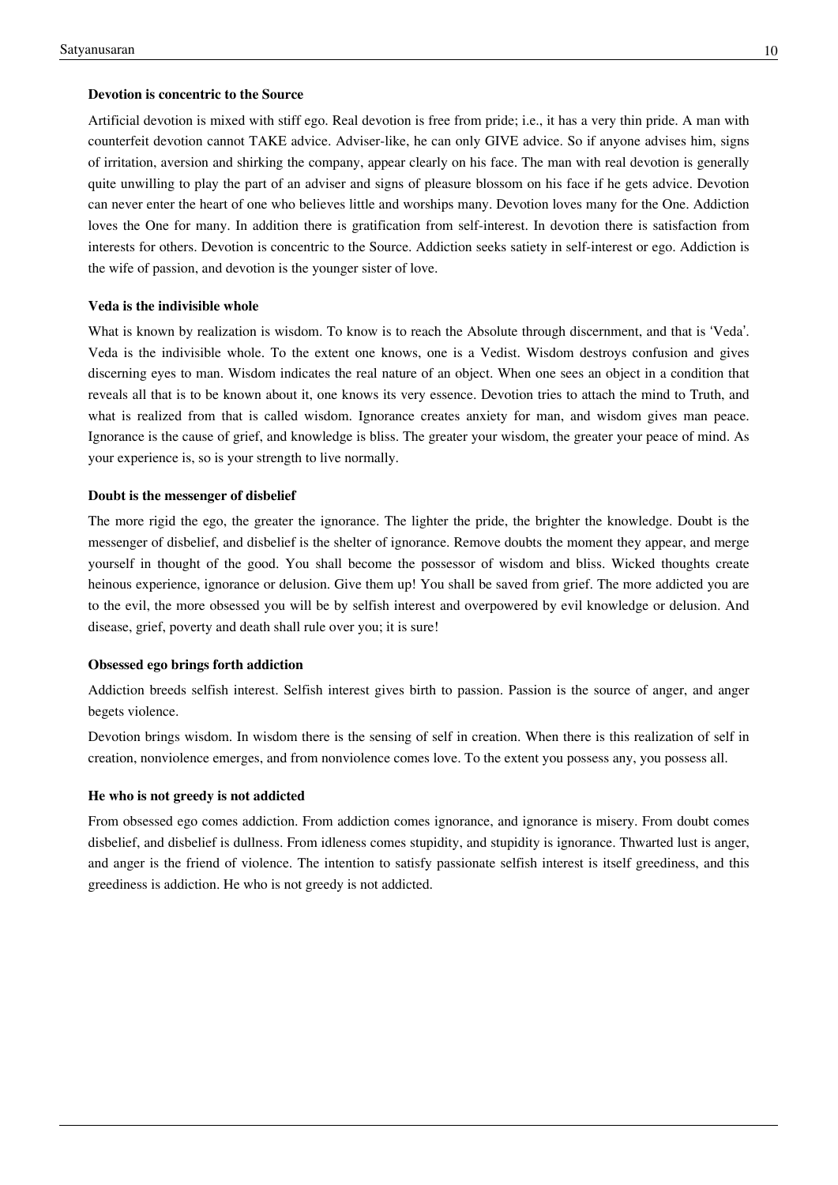**Devotion is concentric to the Source**

Artificial devotion is mixed with stiff ego. Real devotion is free from pride; i.e., it has a very thin pride. A man with counterfeit devotion cannot TAKE advice. Adviser-like, he can only GIVE advice. So if anyone advises him, signs of irritation, aversion and shirking the company, appear clearly on his face. The man with real devotion is generally quite unwilling to play the part of an adviser and signs of pleasure blossom on his face if he gets advice. Devotion can never enter the heart of one who believes little and worships many. Devotion loves many for the One. Addiction loves the One for many. In addition there is gratification from self-interest. In devotion there is satisfaction from interests for others. Devotion is concentric to the Source. Addiction seeks satiety in self-interest or ego. Addiction is the wife of passion, and devotion is the younger sister of love.

**Veda is the indivisible whole**

What is known by realization is wisdom. To know is to reach the Absolute through discernment, and that is 'Veda'. Veda is the indivisible whole. To the extent one knows, one is a Vedist. Wisdom destroys confusion and gives discerning eyes to man. Wisdom indicates the real nature of an object. When one sees an object in a condition that reveals all that is to be known about it, one knows its very essence. Devotion tries to attach the mind to Truth, and what is realized from that is called wisdom. Ignorance creates anxiety for man, and wisdom gives man peace. Ignorance is the cause of grief, and knowledge is bliss. The greater your wisdom, the greater your peace of mind. As your experience is, so is your strength to live normally.

**Doubt is the messenger of disbelief**

The more rigid the ego, the greater the ignorance. The lighter the pride, the brighter the knowledge. Doubt is the messenger of disbelief, and disbelief is the shelter of ignorance. Remove doubts the moment they appear, and merge yourself in thought of the good. You shall become the possessor of wisdom and bliss. Wicked thoughts create heinous experience, ignorance or delusion. Give them up! You shall be saved from grief. The more addicted you are to the evil, the more obsessed you will be by selfish interest and overpowered by evil knowledge or delusion. And disease, grief, poverty and death shall rule over you; it is sure!

**Obsessed ego brings forth addiction**

Addiction breeds selfish interest. Selfish interest gives birth to passion. Passion is the source of anger, and anger begets violence.

Devotion brings wisdom. In wisdom there is the sensing of self in creation. When there is this realization of self in creation, nonviolence emerges, and from nonviolence comes love. To the extent you possess any, you possess all.

**He who is not greedy is not addicted**

From obsessed ego comes addiction. From addiction comes ignorance, and ignorance is misery. From doubt comes disbelief, and disbelief is dullness. From idleness comes stupidity, and stupidity is ignorance. Thwarted lust is anger, and anger is the friend of violence. The intention to satisfy passionate selfish interest is itself greediness, and this greediness is addiction. He who is not greedy is not addicted.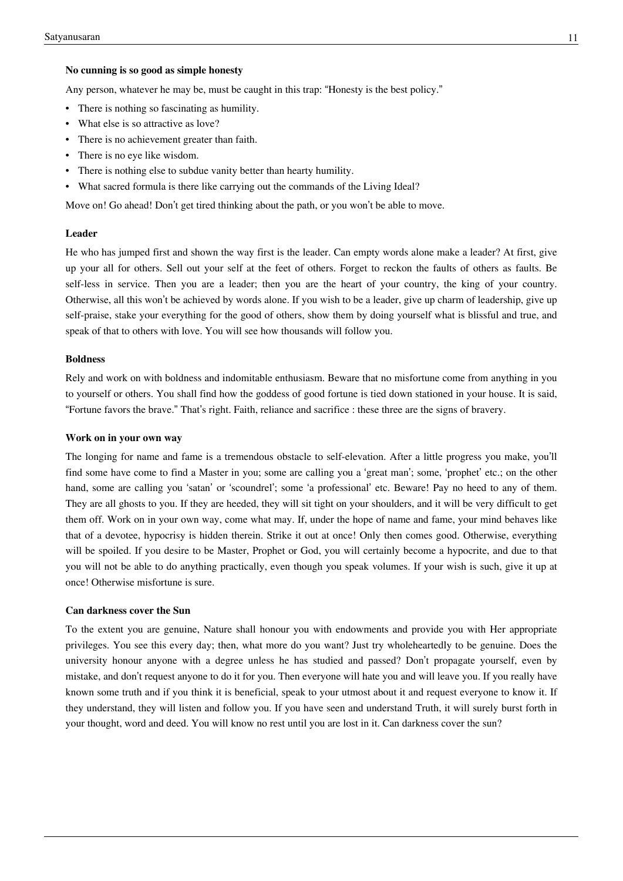**No cunning is so good as simple honesty**

Any person, whatever he may be, must be caught in this trap: "Honesty is the best policy."

- There is nothing so fascinating as humility.
- What else is so attractive as love?
- There is no achievement greater than faith.
- There is no eye like wisdom.
- There is nothing else to subdue vanity better than hearty humility.
- What sacred formula is there like carrying out the commands of the Living Ideal?

Move on! Go ahead! Don't get tired thinking about the path, or you won't be able to move.

**Leader**

He who has jumped first and shown the way first is the leader. Can empty words alone make a leader? At first, give up your all for others. Sell out your self at the feet of others. Forget to reckon the faults of others as faults. Be self-less in service. Then you are a leader; then you are the heart of your country, the king of your country. Otherwise, all this won't be achieved by words alone. If you wish to be a leader, give up charm of leadership, give up self-praise, stake your everything for the good of others, show them by doing yourself what is blissful and true, and speak of that to others with love. You will see how thousands will follow you.

**Boldness**

Rely and work on with boldness and indomitable enthusiasm. Beware that no misfortune come from anything in you to yourself or others. You shall find how the goddess of good fortune is tied down stationed in your house. It is said, "Fortune favors the brave." That's right. Faith, reliance and sacrifice : these three are the signs of bravery.

**Work on in your own way**

The longing for name and fame is a tremendous obstacle to self-elevation. After a little progress you make, you'll find some have come to find a Master in you; some are calling you a 'great man'; some, 'prophet' etc.; on the other hand, some are calling you 'satan' or 'scoundrel'; some 'a professional' etc. Beware! Pay no heed to any of them. They are all ghosts to you. If they are heeded, they will sit tight on your shoulders, and it will be very difficult to get them off. Work on in your own way, come what may. If, under the hope of name and fame, your mind behaves like that of a devotee, hypocrisy is hidden therein. Strike it out at once! Only then comes good. Otherwise, everything will be spoiled. If you desire to be Master, Prophet or God, you will certainly become a hypocrite, and due to that you will not be able to do anything practically, even though you speak volumes. If your wish is such, give it up at once! Otherwise misfortune is sure.

**Can darkness cover the Sun**

To the extent you are genuine, Nature shall honour you with endowments and provide you with Her appropriate privileges. You see this every day; then, what more do you want? Just try wholeheartedly to be genuine. Does the university honour anyone with a degree unless he has studied and passed? Don't propagate yourself, even by mistake, and don't request anyone to do it for you. Then everyone will hate you and will leave you. If you really have known some truth and if you think it is beneficial, speak to your utmost about it and request everyone to know it. If they understand, they will listen and follow you. If you have seen and understand Truth, it will surely burst forth in your thought, word and deed. You will know no rest until you are lost in it. Can darkness cover the sun?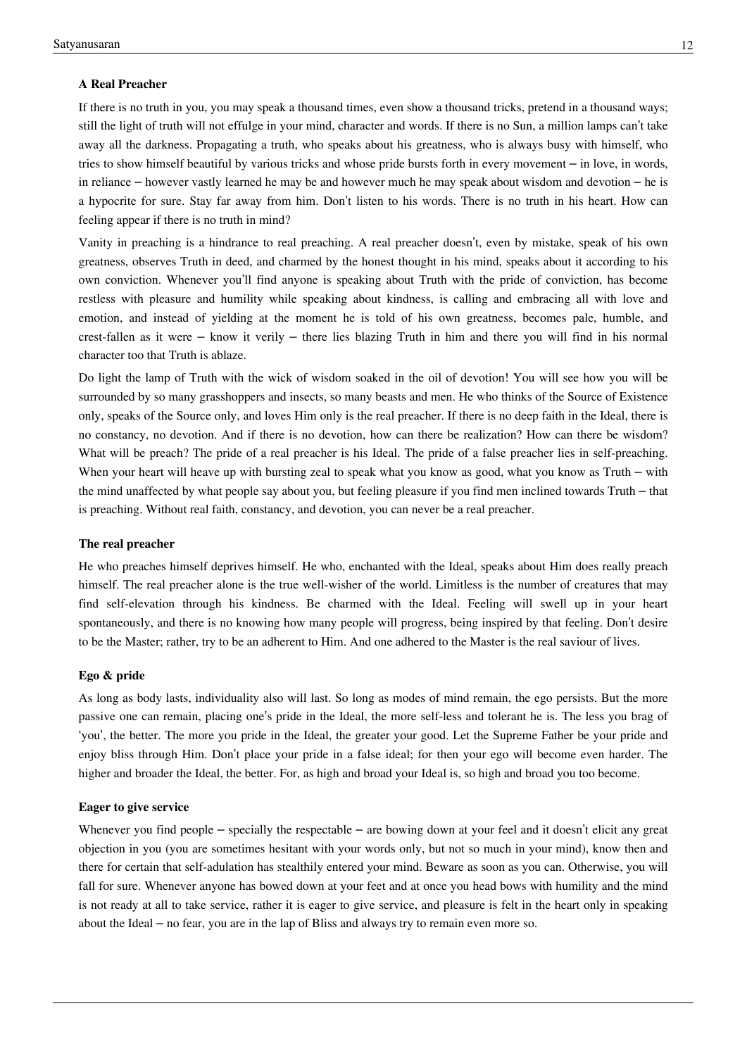#### A Real Preacher

If there is no truth in you, you may speak a thousand times, even show a thousand tricks, pretend in a thousand ways; still the light of truth will not effulge in your mind, character and words. If there is no Sun, a million lamps can't take away all the darkness. Propagating a truth, who speaks about his greatness, who is always busy with himself, who tries to show himself beautiful by various tricks and whose pride bursts forth in every movement – in love, in words, in reliance – however vastly learned he may be and however much he may speak about wisdom and devotion – he is a hypocrite for sure. Stay far away from him. Don't listen to his words. There is no truth in his heart. How can feeling appear if there is no truth in mind?

Vanity in preaching is a hindrance to real preaching. A real preacher doesn't, even by mistake, speak of his own greatness, observes Truth in deed, and charmed by the honest thought in his mind, speaks about it according to his own conviction. Whenever you'll find anyone is speaking about Truth with the pride of conviction, has become restless with pleasure and humility while speaking about kindness, is calling and embracing all with love and emotion, and instead of yielding at the moment he is told of his own greatness, becomes pale, humble, and crest-fallen as it were – know it verily – there lies blazing Truth in him and there you will find in his normal character too that Truth is ablaze.

Do light the lamp of Truth with the wick of wisdom soaked in the oil of devotion! You will see how you will be surrounded by so many grasshoppers and insects, so many beasts and men. He who thinks of the Source of Existence only, speaks of the Source only, and loves Him only is the real preacher. If there is no deep faith in the Ideal, there is no constancy, no devotion. And if there is no devotion, how can there be realization? How can there be wisdom? What will be preach? The pride of a real preacher is his Ideal. The pride of a false preacher lies in self-preaching. When your heart will heave up with bursting zeal to speak what you know as good, what you know as Truth – with the mind unaffected by what people say about you, but feeling pleasure if you find men inclined towards Truth – that is preaching. Without real faith, constancy, and devotion, you can never be a real preacher.

#### The real preacher

He who preaches himself deprives himself. He who, enchanted with the Ideal, speaks about Him does really preach himself. The real preacher alone is the true well-wisher of the world. Limitless is the number of creatures that may find self-elevation through his kindness. Be charmed with the Ideal. Feeling will swell up in your heart spontaneously, and there is no knowing how many people will progress, being inspired by that feeling. Don't desire to be the Master; rather, try to be an adherent to Him. And one adhered to the Master is the real saviour of lives.

#### Ego & pride

As long as body lasts, individuality also will last. So long as modes of mind remain, the ego persists. But the more passive one can remain, placing one's pride in the Ideal, the more self-less and tolerant he is. The less you brag of 'you', the better. The more you pride in the Ideal, the greater your good. Let the Supreme Father be your pride and enjoy bliss through Him. Don't place your pride in a false ideal; for then your ego will become even harder. The higher and broader the Ideal, the better. For, as high and broad your Ideal is, so high and broad you too become.

#### Eager to give service

Whenever you find people – specially the respectable – are bowing down at your feel and it doesn't elicit any great objection in you (you are sometimes hesitant with your words only, but not so much in your mind), know then and there for certain that self-adulation has stealthily entered your mind. Beware as soon as you can. Otherwise, you will fall for sure. Whenever anyone has bowed down at your feet and at once you head bows with humility and the mind is not ready at all to take service, rather it is eager to give service, and pleasure is felt in the heart only in speaking about the Ideal – no fear, you are in the lap of Bliss and always try to remain even more so.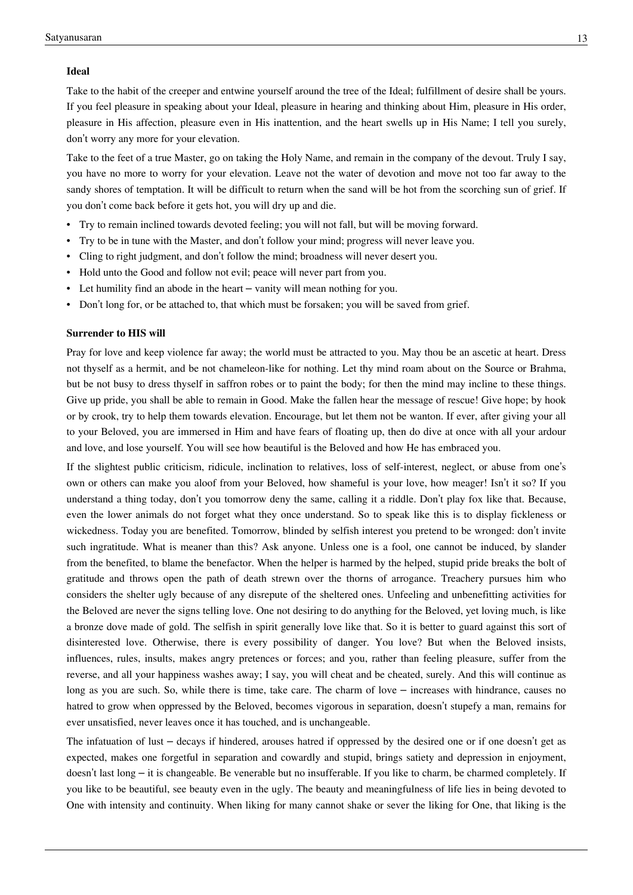**Ideal**

Take to the habit of the creeper and entwine yourself around the tree of the Ideal; fulfillment of desire shall be yours. If you feel pleasure in speaking about your Ideal, pleasure in hearing and thinking about Him, pleasure in His order, pleasure in His affection, pleasure even in His inattention, and the heart swells up in His Name; I tell you surely, don't worry any more for your elevation.

Take to the feet of a true Master, go on taking the Holy Name, and remain in the company of the devout. Truly I say, you have no more to worry for your elevation. Leave not the water of devotion and move not too far away to the sandy shores of temptation. It will be difficult to return when the sand will be hot from the scorching sun of grief. If you don't come back before it gets hot, you will dry up and die.

- Try to remain inclined towards devoted feeling; you will not fall, but will be moving forward.
- Try to be in tune with the Master, and don't follow your mind; progress will never leave you.
- Cling to right judgment, and don't follow the mind; broadness will never desert you.
- Hold unto the Good and follow not evil; peace will never part from you.
- Let humility find an abode in the heart – vanity will mean nothing for you.
- Don't long for, or be attached to, that which must be forsaken; you will be saved from grief.

**Surrender to HIS will**

Pray for love and keep violence far away; the world must be attracted to you. May thou be an ascetic at heart. Dress not thyself as a hermit, and be not chameleon-like for nothing. Let thy mind roam about on the Source or Brahma, but be not busy to dress thyself in saffron robes or to paint the body; for then the mind may incline to these things. Give up pride, you shall be able to remain in Good. Make the fallen hear the message of rescue! Give hope; by hook or by crook, try to help them towards elevation. Encourage, but let them not be wanton. If ever, after giving your all to your Beloved, you are immersed in Him and have fears of floating up, then do dive at once with all your ardour and love, and lose yourself. You will see how beautiful is the Beloved and how He has embraced you.

If the slightest public criticism, ridicule, inclination to relatives, loss of self-interest, neglect, or abuse from one's own or others can make you aloof from your Beloved, how shameful is your love, how meager! Isn't it so? If you understand a thing today, don't you tomorrow deny the same, calling it a riddle. Don't play fox like that. Because, even the lower animals do not forget what they once understand. So to speak like this is to display fickleness or wickedness. Today you are benefited. Tomorrow, blinded by selfish interest you pretend to be wronged: don't invite such ingratitude. What is meaner than this? Ask anyone. Unless one is a fool, one cannot be induced, by slander from the benefited, to blame the benefactor. When the helper is harmed by the helped, stupid pride breaks the bolt of gratitude and throws open the path of death strewn over the thorns of arrogance. Treachery pursues him who considers the shelter ugly because of any disrepute of the sheltered ones. Unfeeling and unbenefitting activities for the Beloved are never the signs telling love. One not desiring to do anything for the Beloved, yet loving much, is like a bronze dove made of gold. The selfish in spirit generally love like that. So it is better to guard against this sort of disinterested love. Otherwise, there is every possibility of danger. You love? But when the Beloved insists, influences, rules, insults, makes angry pretences or forces; and you, rather than feeling pleasure, suffer from the reverse, and all your happiness washes away; I say, you will cheat and be cheated, surely. And this will continue as long as you are such. So, while there is time, take care. The charm of love – increases with hindrance, causes no hatred to grow when oppressed by the Beloved, becomes vigorous in separation, doesn't stupefy a man, remains for ever unsatisfied, never leaves once it has touched, and is unchangeable.

The infatuation of lust – decays if hindered, arouses hatred if oppressed by the desired one or if one doesn't get as expected, makes one forgetful in separation and cowardly and stupid, brings satiety and depression in enjoyment, doesn't last long – it is changeable. Be venerable but no insufferable. If you like to charm, be charmed completely. If you like to be beautiful, see beauty even in the ugly. The beauty and meaningfulness of life lies in being devoted to One with intensity and continuity. When liking for many cannot shake or sever the liking for One, that liking is the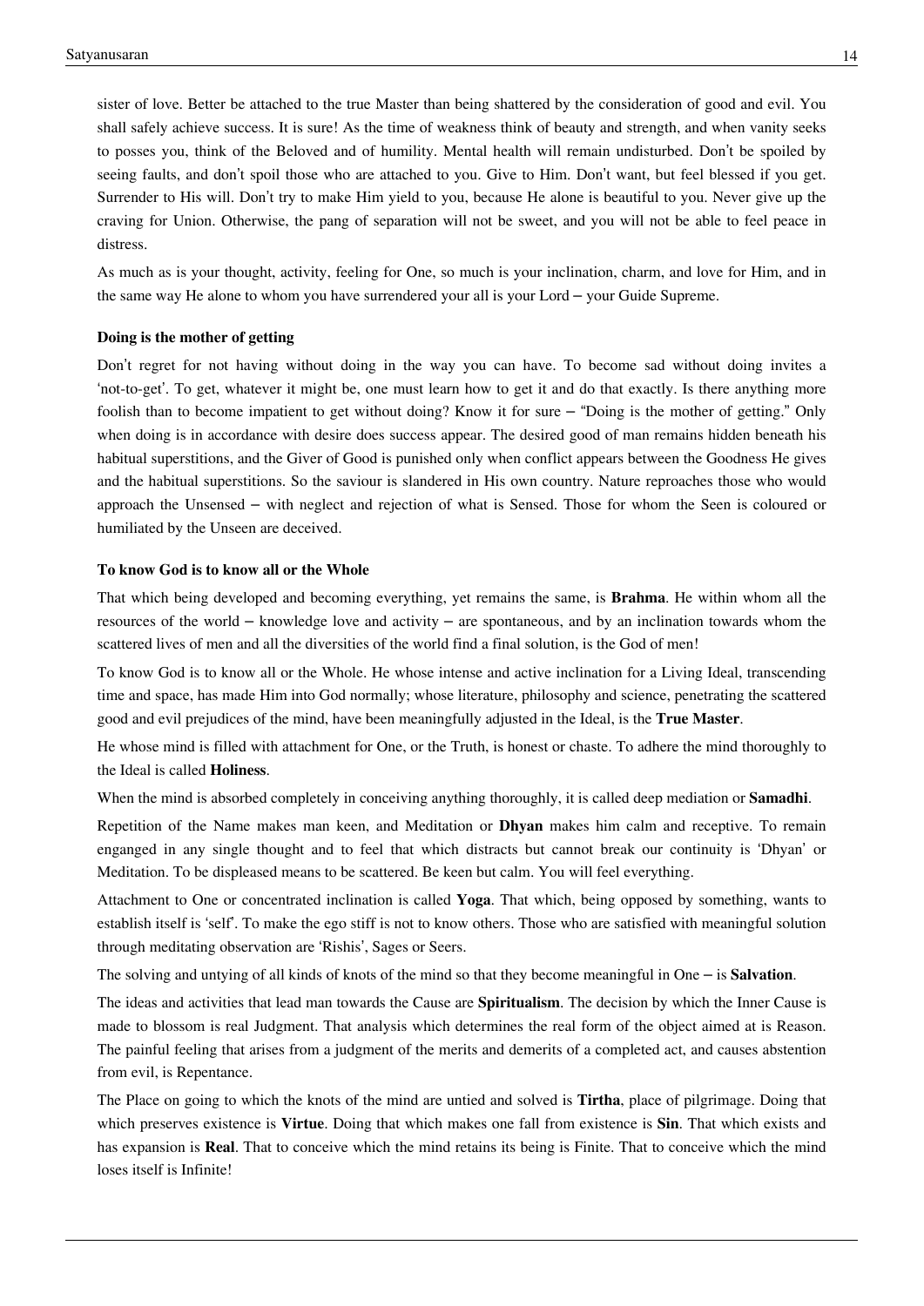sister of love. Better be attached to the true Master than being shattered by the consideration of good and evil. You shall safely achieve success. It is sure! As the time of weakness think of beauty and strength, and when vanity seeks to posses you, think of the Beloved and of humility. Mental health will remain undisturbed. Don't be spoiled by seeing faults, and don't spoil those who are attached to you. Give to Him. Don't want, but feel blessed if you get. Surrender to His will. Don't try to make Him yield to you, because He alone is beautiful to you. Never give up the craving for Union. Otherwise, the pang of separation will not be sweet, and you will not be able to feel peace in distress.

As much as is your thought, activity, feeling for One, so much is your inclination, charm, and love for Him, and in the same way He alone to whom you have surrendered your all is your Lord – your Guide Supreme.

**Doing is the mother of getting**

Don't regret for not having without doing in the way you can have. To become sad without doing invites a 'not-to-get'. To get, whatever it might be, one must learn how to get it and do that exactly. Is there anything more foolish than to become impatient to get without doing? Know it for sure – "Doing is the mother of getting." Only when doing is in accordance with desire does success appear. The desired good of man remains hidden beneath his habitual superstitions, and the Giver of Good is punished only when conflict appears between the Goodness He gives and the habitual superstitions. So the saviour is slandered in His own country. Nature reproaches those who would approach the Unsensed – with neglect and rejection of what is Sensed. Those for whom the Seen is coloured or humiliated by the Unseen are deceived.

**To know God is to know all or the Whole**

That which being developed and becoming everything, yet remains the same, is **Brahma**. He within whom all the resources of the world – knowledge love and activity – are spontaneous, and by an inclination towards whom the scattered lives of men and all the diversities of the world find a final solution, is the God of men!

To know God is to know all or the Whole. He whose intense and active inclination for a Living Ideal, transcending time and space, has made Him into God normally; whose literature, philosophy and science, penetrating the scattered good and evil prejudices of the mind, have been meaningfully adjusted in the Ideal, is the **True Master**.

He whose mind is filled with attachment for One, or the Truth, is honest or chaste. To adhere the mind thoroughly to the Ideal is called **Holiness**.

When the mind is absorbed completely in conceiving anything thoroughly, it is called deep mediation or **Samadhi**.

Repetition of the Name makes man keen, and Meditation or **Dhyan** makes him calm and receptive. To remain enganged in any single thought and to feel that which distracts but cannot break our continuity is 'Dhyan' or Meditation. To be displeased means to be scattered. Be keen but calm. You will feel everything.

Attachment to One or concentrated inclination is called **Yoga**. That which, being opposed by something, wants to establish itself is 'self'. To make the ego stiff is not to know others. Those who are satisfied with meaningful solution through meditating observation are 'Rishis', Sages or Seers.

The solving and untying of all kinds of knots of the mind so that they become meaningful in One – is **Salvation**.

The ideas and activities that lead man towards the Cause are **Spiritualism**. The decision by which the Inner Cause is made to blossom is real Judgment. That analysis which determines the real form of the object aimed at is Reason. The painful feeling that arises from a judgment of the merits and demerits of a completed act, and causes abstention from evil, is Repentance.

The Place on going to which the knots of the mind are untied and solved is **Tirtha**, place of pilgrimage. Doing that which preserves existence is **Virtue**. Doing that which makes one fall from existence is **Sin**. That which exists and has expansion is **Real**. That to conceive which the mind retains its being is Finite. That to conceive which the mind loses itself is Infinite!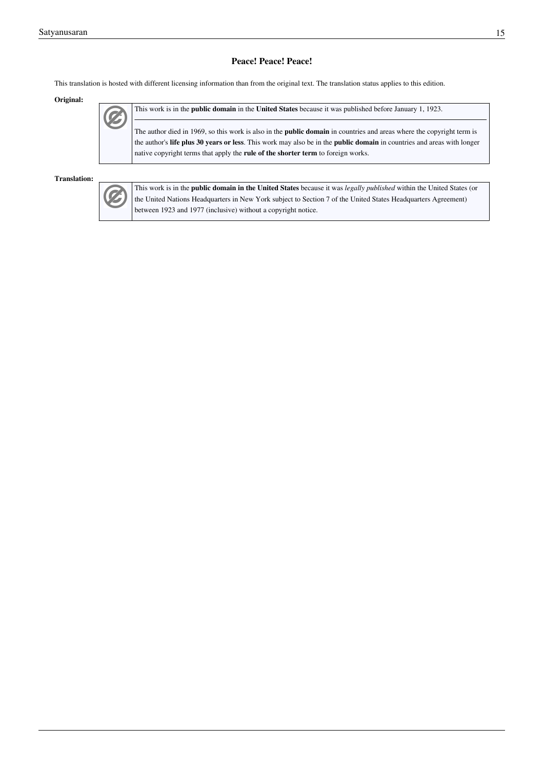### Peace! Peace! Peace!

This translation is hosted with different licensing information than from the original text. The translation status applies to this edition.

**Original:**

This work is in the **public domain** in the **United States** because it was published before January 1, 1923.

The author died in 1969, so this work is also in the **public domain** in countries and areas where the copyright term is the author's **life plus 30 years or less**. This work may also be in the **public domain** in countries and areas with longer native copyright terms that apply the **rule of the shorter term** to foreign works.

**Translation:**

This work is in the **public domain in the United States** because it was *legally published* within the United States (or the United Nations Headquarters in New York subject to Section 7 of the United States Headquarters Agreement) between 1923 and 1977 (inclusive) without a copyright notice.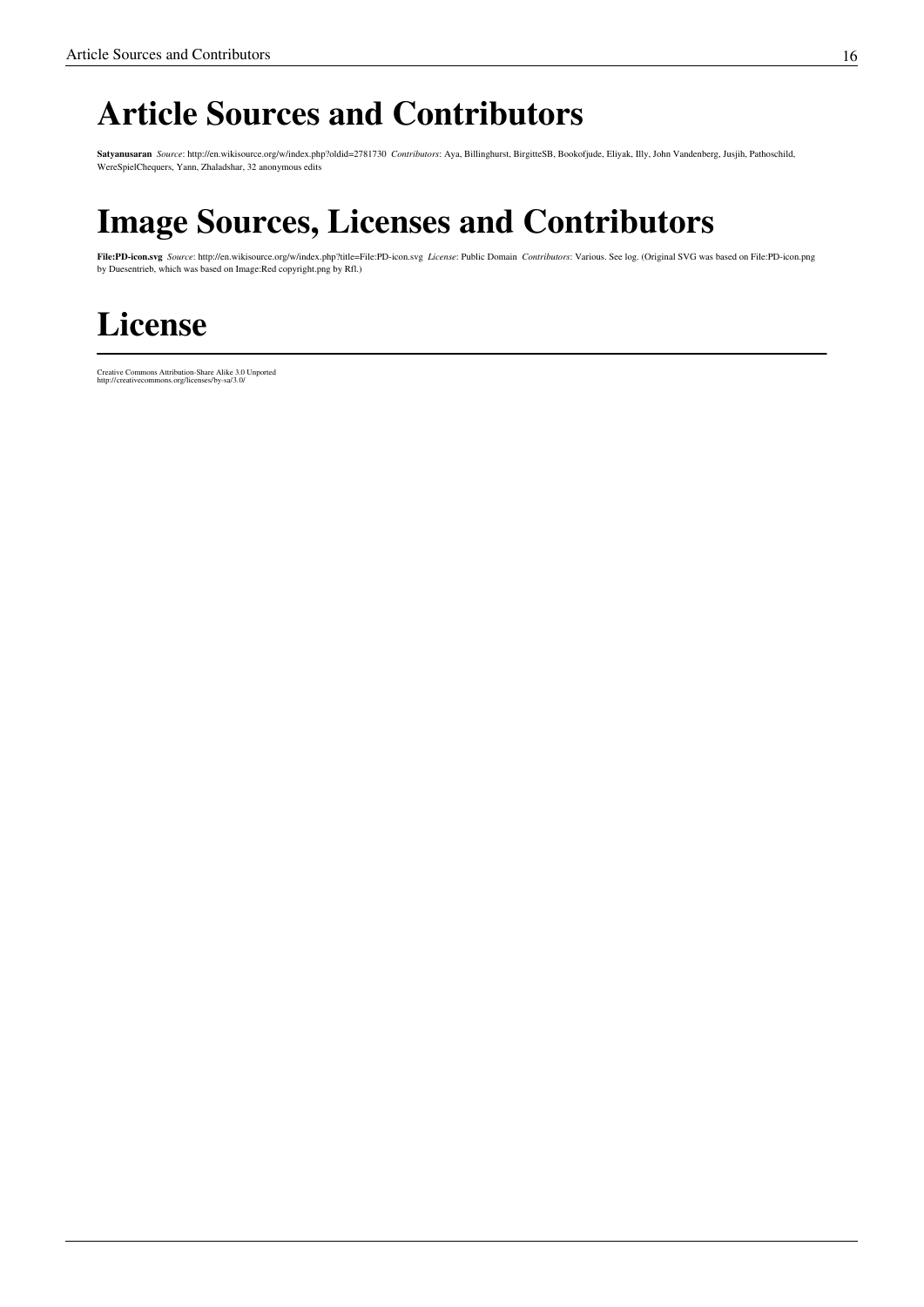# Article Sources and Contributors

**Satyanusaran** *Source*: http://en.wikisource.org/w/index.php?oldid=2781730 *Contributors*: Aya, Billinghurst, BirgitteSB, Bookofjude, Eliyak, Illy, John Vandenberg, Jusjih, Pathoschild, WereSpielChequers, Yann, Zhaladshar, 32 anonymous edits

# Image Sources, Licenses and Contributors

**File:PD-icon.svg** *Source*: http://en.wikisource.org/w/index.php?title=File:PD-icon.svg *License*: Public Domain *Contributors*: Various. See log. (Original SVG was based on File:PD-icon.png by Duesentrieb, which was based on Image:Red copyright.png by Rfl.)

# License

Creative Commons Attribution-Share Alike 3.0 Unported
http://creativecommons.org/licenses/by-sa/3.0/